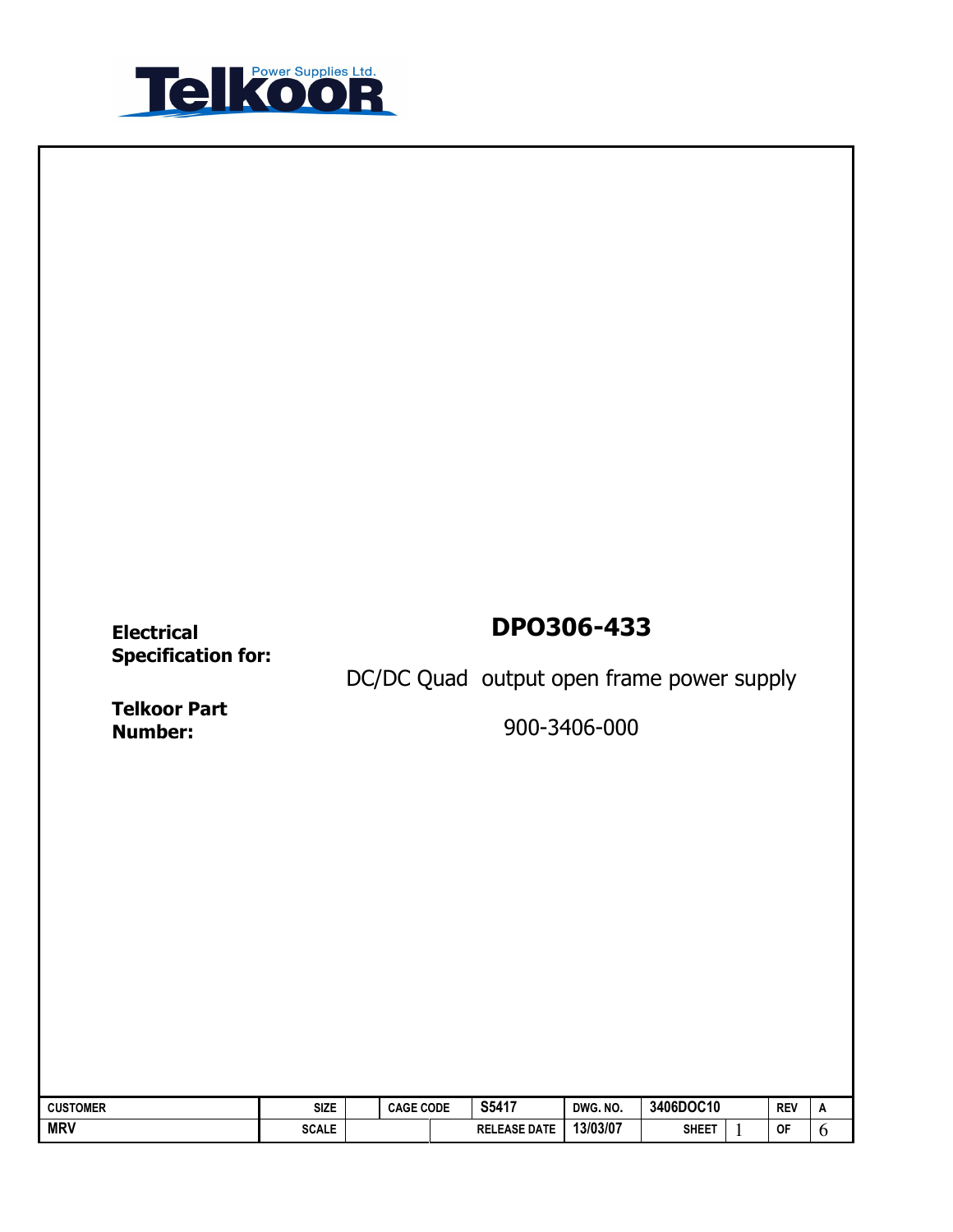Telkoor Power Supplies Ltd.

**Electrical Specification for:**

# DPO306-433

DC/DC Quad output open frame power supply

**Telkoor Part Number:**

900-3406-000

| CUSTOMER | SIZE | | CAGE CODE | S5417 | DWG. NO. | 3406DOC10 | | REV | A |
|---|---|---|---|---|---|---|---|---|---|
| MRV | SCALE | | | RELEASE DATE | 13/03/07 | SHEET | 1 | OF | 6 |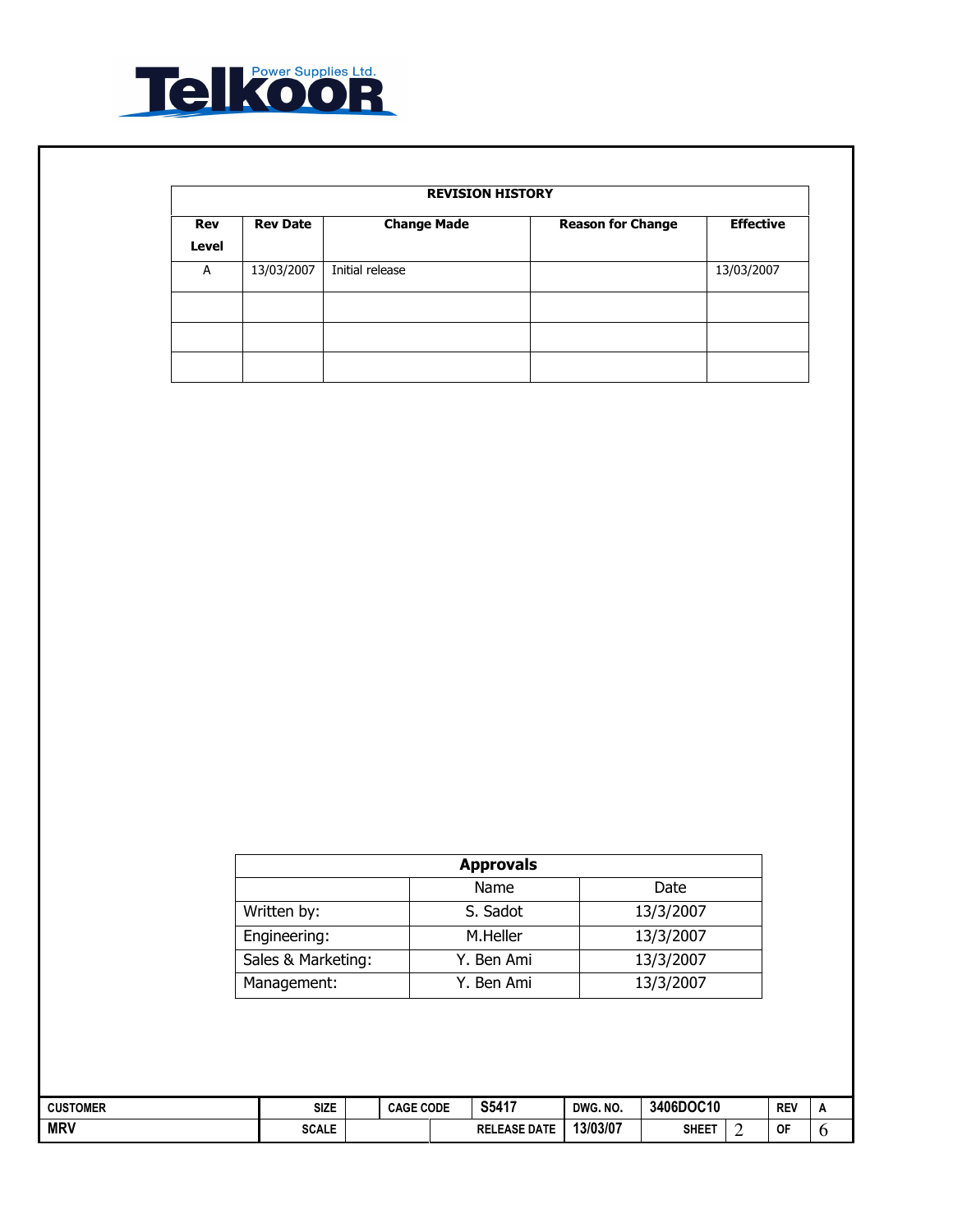**Telkoor Power Supplies Ltd.**

| REVISION HISTORY | | | | |
|---|---|---|---|---|
| **Rev Level** | **Rev Date** | **Change Made** | **Reason for Change** | **Effective** |
| A | 13/03/2007 | Initial release | | 13/03/2007 |
| | | | | |
| | | | | |
| | | | | |

| **Approvals** | | |
|---|---|---|
| | Name | Date |
| Written by: | S. Sadot | 13/3/2007 |
| Engineering: | M.Heller | 13/3/2007 |
| Sales & Marketing: | Y. Ben Ami | 13/3/2007 |
| Management: | Y. Ben Ami | 13/3/2007 |

| CUSTOMER | SIZE | | CAGE CODE | S5417 | DWG. NO. | 3406DOC10 | | REV | A |
|---|---|---|---|---|---|---|---|---|---|
| MRV | SCALE | | | RELEASE DATE | 13/03/07 | SHEET | 2 | OF | 6 |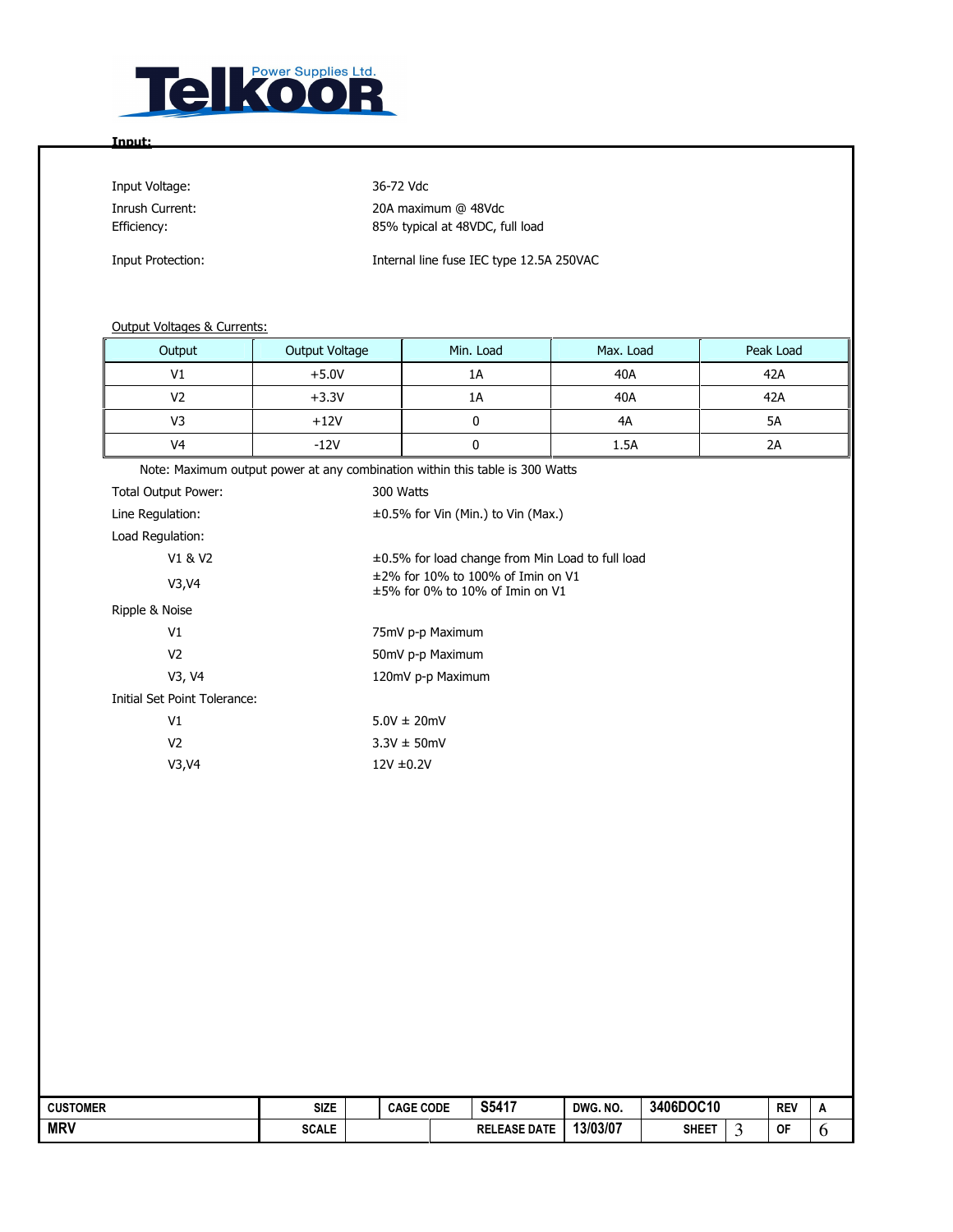**Input:**

Input Voltage: 36-72 Vdc

Inrush Current: 20A maximum @ 48Vdc

Efficiency: 85% typical at 48VDC, full load

Input Protection: Internal line fuse IEC type 12.5A 250VAC

Output Voltages & Currents:

| Output | Output Voltage | Min. Load | Max. Load | Peak Load |
|---|---|---|---|---|
| V1 | +5.0V | 1A | 40A | 42A |
| V2 | +3.3V | 1A | 40A | 42A |
| V3 | +12V | 0 | 4A | 5A |
| V4 | -12V | 0 | 1.5A | 2A |

Note: Maximum output power at any combination within this table is 300 Watts

Total Output Power: 300 Watts

Line Regulation: ±0.5% for Vin (Min.) to Vin (Max.)

Load Regulation:

- V1 & V2: ±0.5% for load change from Min Load to full load
- V3,V4: ±2% for 10% to 100% of Imin on V1  
  ±5% for 0% to 10% of Imin on V1

Ripple & Noise

- V1: 75mV p-p Maximum
- V2: 50mV p-p Maximum
- V3, V4: 120mV p-p Maximum

Initial Set Point Tolerance:

- V1: 5.0V ± 20mV
- V2: 3.3V ± 50mV
- V3,V4: 12V ±0.2V

| CUSTOMER | SIZE | | CAGE CODE | S5417 | DWG. NO. | 3406DOC10 | | REV | A |
|---|---|---|---|---|---|---|---|---|---|
| MRV | SCALE | | | RELEASE DATE | 13/03/07 | SHEET | 3 | OF | 6 |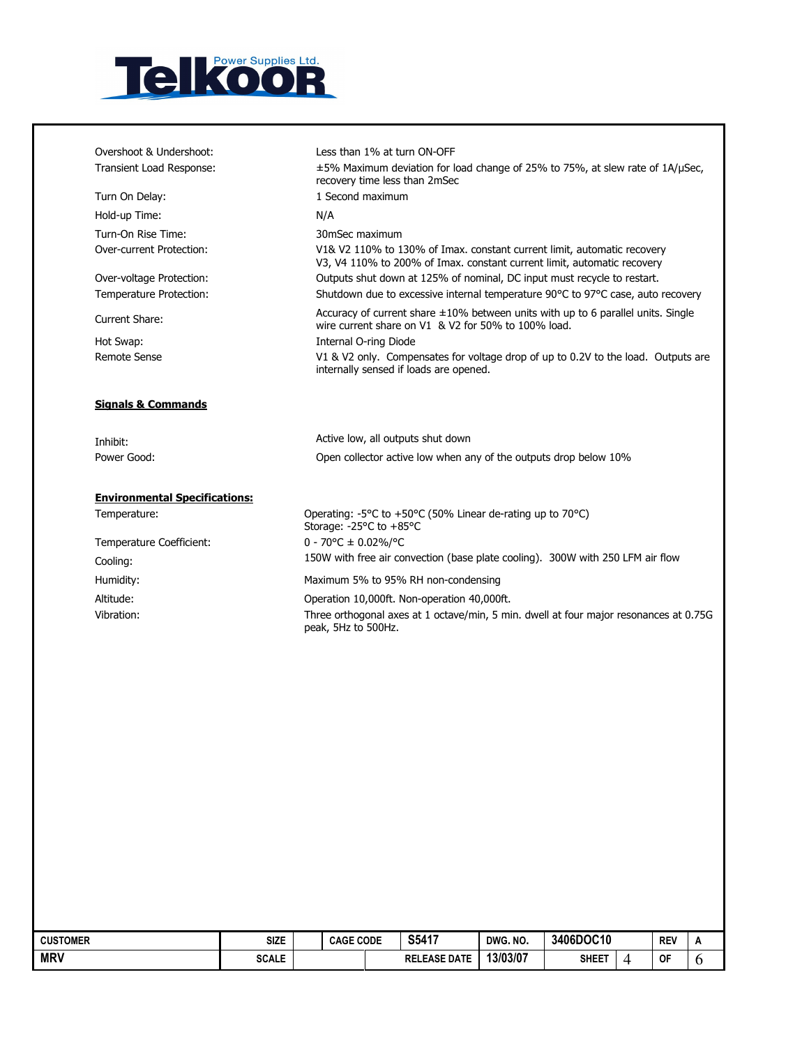| | |
|---|---|
| Overshoot & Undershoot: | Less than 1% at turn ON-OFF |
| Transient Load Response: | ±5% Maximum deviation for load change of 25% to 75%, at slew rate of 1A/µSec, recovery time less than 2mSec |
| Turn On Delay: | 1 Second maximum |
| Hold-up Time: | N/A |
| Turn-On Rise Time: | 30mSec maximum |
| Over-current Protection: | V1& V2 110% to 130% of Imax. constant current limit, automatic recovery<br>V3, V4 110% to 200% of Imax. constant current limit, automatic recovery |
| Over-voltage Protection: | Outputs shut down at 125% of nominal, DC input must recycle to restart. |
| Temperature Protection: | Shutdown due to excessive internal temperature 90°C to 97°C case, auto recovery |
| Current Share: | Accuracy of current share ±10% between units with up to 6 parallel units. Single wire current share on V1 & V2 for 50% to 100% load. |
| Hot Swap: | Internal O-ring Diode |
| Remote Sense | V1 & V2 only. Compensates for voltage drop of up to 0.2V to the load. Outputs are internally sensed if loads are opened. |

**Signals & Commands**

| | |
|---|---|
| Inhibit: | Active low, all outputs shut down |
| Power Good: | Open collector active low when any of the outputs drop below 10% |

**Environmental Specifications:**

| | |
|---|---|
| Temperature: | Operating: -5°C to +50°C (50% Linear de-rating up to 70°C)<br>Storage: -25°C to +85°C |
| Temperature Coefficient: | 0 - 70°C ± 0.02%/°C |
| Cooling: | 150W with free air convection (base plate cooling). 300W with 250 LFM air flow |
| Humidity: | Maximum 5% to 95% RH non-condensing |
| Altitude: | Operation 10,000ft. Non-operation 40,000ft. |
| Vibration: | Three orthogonal axes at 1 octave/min, 5 min. dwell at four major resonances at 0.75G peak, 5Hz to 500Hz. |

| CUSTOMER | SIZE | | CAGE CODE | S5417 | DWG. NO. | 3406DOC10 | REV | A |
|---|---|---|---|---|---|---|---|---|
| MRV | SCALE | | RELEASE DATE | 13/03/07 | SHEET | 4 | OF | 6 |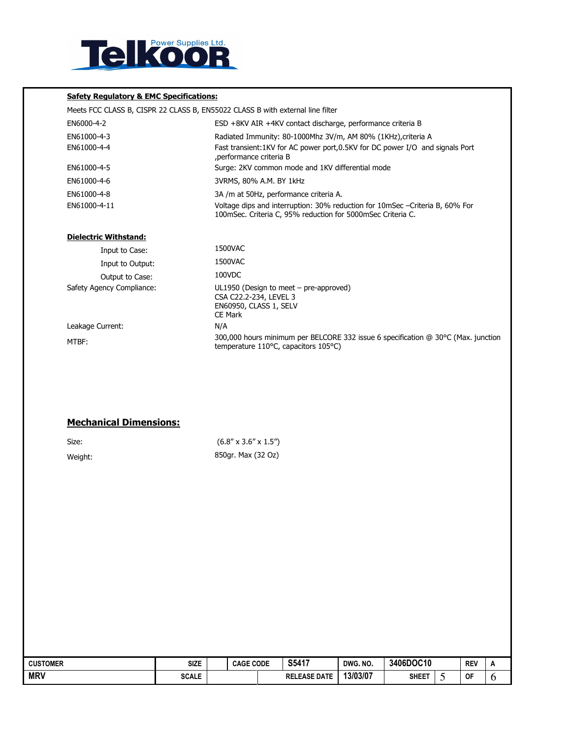**Safety Regulatory & EMC Specifications:**

Meets FCC CLASS B, CISPR 22 CLASS B, EN55022 CLASS B with external line filter

| | |
|---|---|
| EN6000-4-2 | ESD +8KV AIR +4KV contact discharge, performance criteria B |
| EN61000-4-3 | Radiated Immunity: 80-1000Mhz 3V/m, AM 80% (1KHz),criteria A |
| EN61000-4-4 | Fast transient:1KV for AC power port,0.5KV for DC power I/O and signals Port ,performance criteria B |
| EN61000-4-5 | Surge: 2KV common mode and 1KV differential mode |
| EN61000-4-6 | 3VRMS, 80% A.M. BY 1kHz |
| EN61000-4-8 | 3A /m at 50Hz, performance criteria A. |
| EN61000-4-11 | Voltage dips and interruption: 30% reduction for 10mSec –Criteria B, 60% For 100mSec. Criteria C, 95% reduction for 5000mSec Criteria C. |

**Dielectric Withstand:**

| | |
|---|---|
| Input to Case: | 1500VAC |
| Input to Output: | 1500VAC |
| Output to Case: | 100VDC |
| Safety Agency Compliance: | UL1950 (Design to meet – pre-approved)<br>CSA C22.2-234, LEVEL 3<br>EN60950, CLASS 1, SELV<br>CE Mark |
| Leakage Current: | N/A |
| MTBF: | 300,000 hours minimum per BELCORE 332 issue 6 specification @ 30°C (Max. junction temperature 110°C, capacitors 105°C) |

## Mechanical Dimensions:

| | |
|---|---|
| Size: | (6.8" x 3.6" x 1.5") |
| Weight: | 850gr. Max (32 Oz) |

| CUSTOMER | SIZE | | CAGE CODE | S5417 | DWG. NO. | 3406DOC10 | | REV | A |
|---|---|---|---|---|---|---|---|---|---|
| MRV | SCALE | | | RELEASE DATE | 13/03/07 | SHEET | 5 | OF | 6 |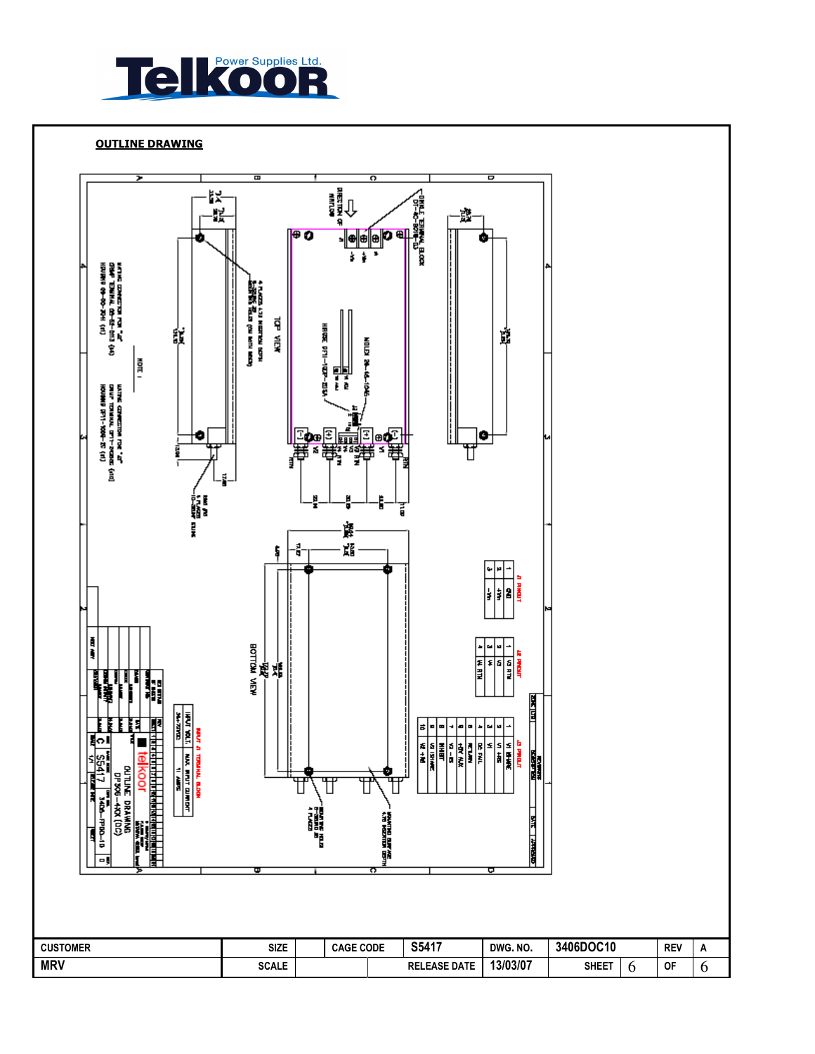**OUTLINE DRAWING**

| CUSTOMER | SIZE | | CAGE CODE | S5417 | DWG. NO. | 3406DOC10 | REV | A |
|---|---|---|---|---|---|---|---|---|
| MRV | SCALE | | RELEASE DATE | | 13/03/07 | SHEET | 6 | OF | 6 |